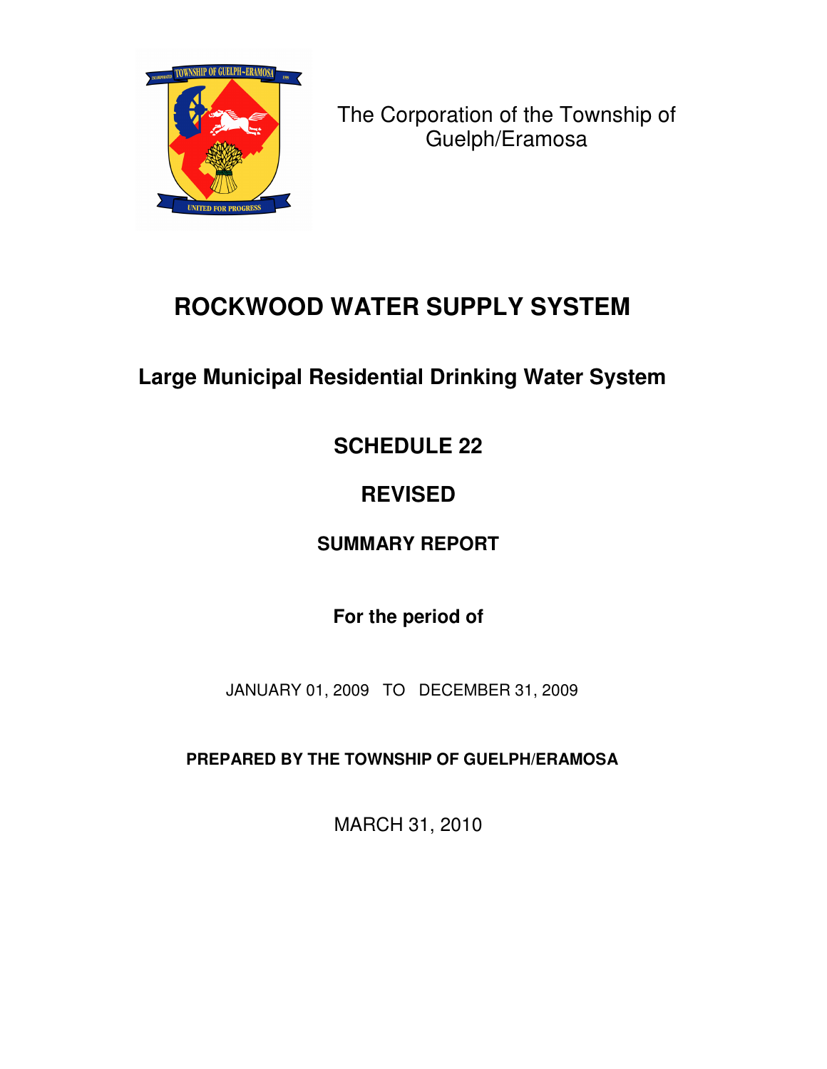The Corporation of the Township of Guelph/Eramosa

# ROCKWOOD WATER SUPPLY SYSTEM

## Large Municipal Residential Drinking Water System

## SCHEDULE 22

## REVISED

### SUMMARY REPORT

**For the period of**

JANUARY 01, 2009 TO DECEMBER 31, 2009

**PREPARED BY THE TOWNSHIP OF GUELPH/ERAMOSA**

MARCH 31, 2010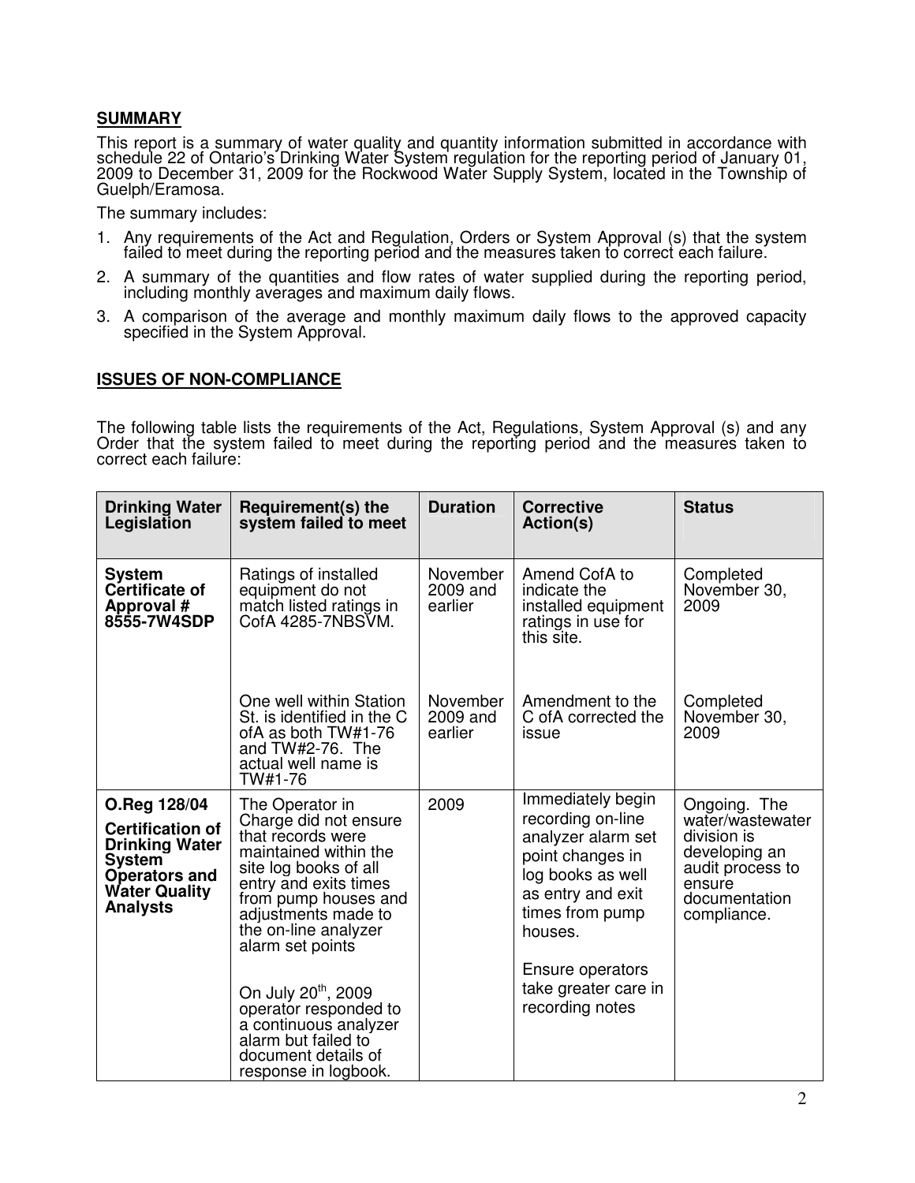## SUMMARY

This report is a summary of water quality and quantity information submitted in accordance with schedule 22 of Ontario's Drinking Water System regulation for the reporting period of January 01, 2009 to December 31, 2009 for the Rockwood Water Supply System, located in the Township of Guelph/Eramosa.

The summary includes:

1. Any requirements of the Act and Regulation, Orders or System Approval (s) that the system failed to meet during the reporting period and the measures taken to correct each failure.
2. A summary of the quantities and flow rates of water supplied during the reporting period, including monthly averages and maximum daily flows.
3. A comparison of the average and monthly maximum daily flows to the approved capacity specified in the System Approval.

## ISSUES OF NON-COMPLIANCE

The following table lists the requirements of the Act, Regulations, System Approval (s) and any Order that the system failed to meet during the reporting period and the measures taken to correct each failure:

| Drinking Water Legislation | Requirement(s) the system failed to meet | Duration | Corrective Action(s) | Status |
|---|---|---|---|---|
| **System Certificate of Approval # 8555-7W4SDP** | Ratings of installed equipment do not match listed ratings in CofA 4285-7NBSVM. | November 2009 and earlier | Amend CofA to indicate the installed equipment ratings in use for this site. | Completed November 30, 2009 |
| | One well within Station St. is identified in the C ofA as both TW#1-76 and TW#2-76. The actual well name is TW#1-76 | November 2009 and earlier | Amendment to the C ofA corrected the issue | Completed November 30, 2009 |
| **O.Reg 128/04 Certification of Drinking Water System Operators and Water Quality Analysts** | The Operator in Charge did not ensure that records were maintained within the site log books of all entry and exits times from pump houses and adjustments made to the on-line analyzer alarm set points<br><br>On July 20th, 2009 operator responded to a continuous analyzer alarm but failed to document details of response in logbook. | 2009 | Immediately begin recording on-line analyzer alarm set point changes in log books as well as entry and exit times from pump houses.<br><br>Ensure operators take greater care in recording notes | Ongoing. The water/wastewater division is developing an audit process to ensure documentation compliance. |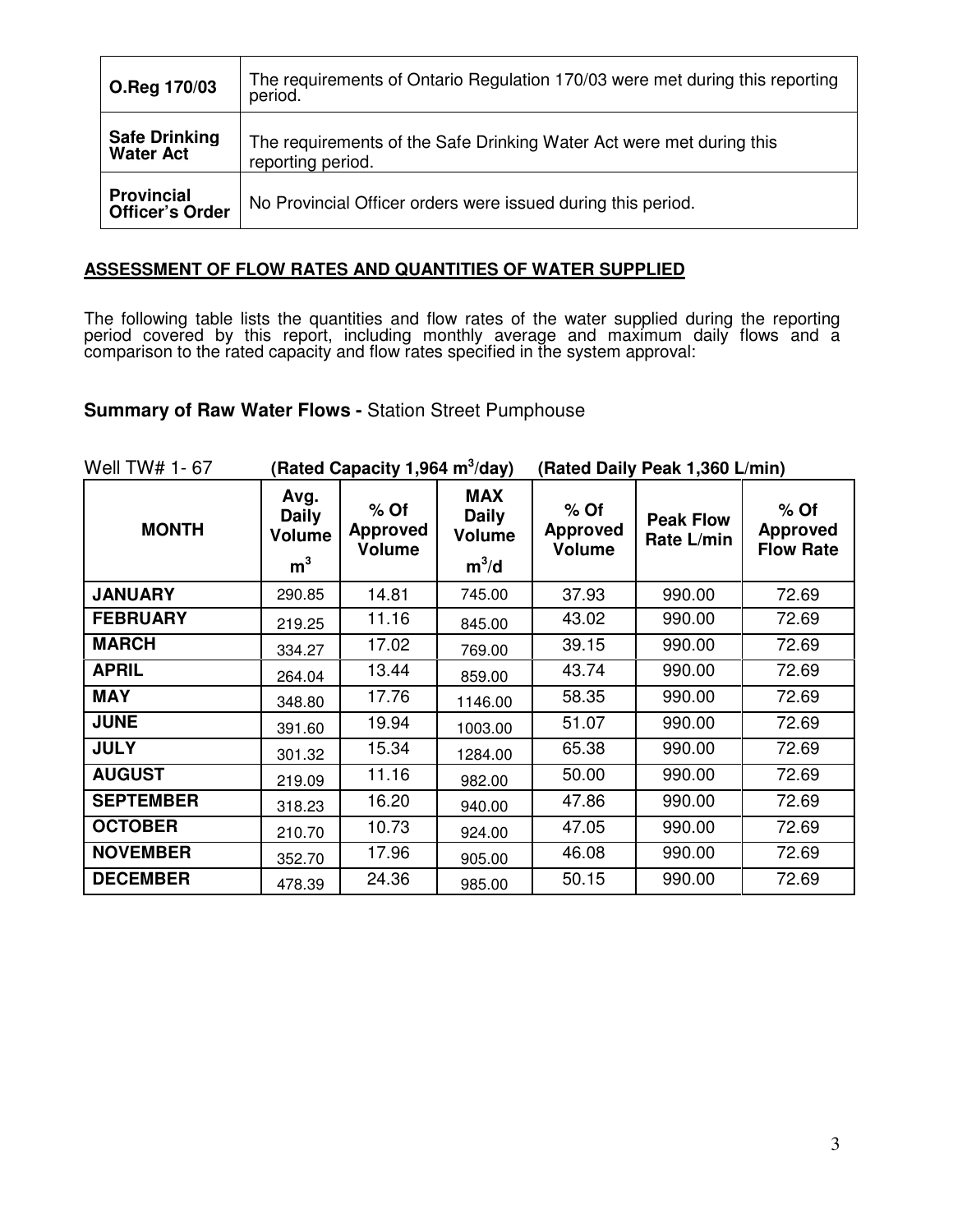| O.Reg 170/03 | The requirements of Ontario Regulation 170/03 were met during this reporting period. |
|---|---|
| **Safe Drinking Water Act** | The requirements of the Safe Drinking Water Act were met during this reporting period. |
| **Provincial Officer's Order** | No Provincial Officer orders were issued during this period. |

## ASSESSMENT OF FLOW RATES AND QUANTITIES OF WATER SUPPLIED

The following table lists the quantities and flow rates of the water supplied during the reporting period covered by this report, including monthly average and maximum daily flows and a comparison to the rated capacity and flow rates specified in the system approval:

### **Summary of Raw Water Flows -** Station Street Pumphouse

Well TW# 1- 67 **(Rated Capacity 1,964 $m^3$/day) (Rated Daily Peak 1,360 L/min)**

| MONTH | Avg. Daily Volume $m^3$ | % Of Approved Volume | MAX Daily Volume $m^3/d$ | % Of Approved Volume | Peak Flow Rate L/min | % Of Approved Flow Rate |
|---|---|---|---|---|---|---|
| **JANUARY** | 290.85 | 14.81 | 745.00 | 37.93 | 990.00 | 72.69 |
| **FEBRUARY** | 219.25 | 11.16 | 845.00 | 43.02 | 990.00 | 72.69 |
| **MARCH** | 334.27 | 17.02 | 769.00 | 39.15 | 990.00 | 72.69 |
| **APRIL** | 264.04 | 13.44 | 859.00 | 43.74 | 990.00 | 72.69 |
| **MAY** | 348.80 | 17.76 | 1146.00 | 58.35 | 990.00 | 72.69 |
| **JUNE** | 391.60 | 19.94 | 1003.00 | 51.07 | 990.00 | 72.69 |
| **JULY** | 301.32 | 15.34 | 1284.00 | 65.38 | 990.00 | 72.69 |
| **AUGUST** | 219.09 | 11.16 | 982.00 | 50.00 | 990.00 | 72.69 |
| **SEPTEMBER** | 318.23 | 16.20 | 940.00 | 47.86 | 990.00 | 72.69 |
| **OCTOBER** | 210.70 | 10.73 | 924.00 | 47.05 | 990.00 | 72.69 |
| **NOVEMBER** | 352.70 | 17.96 | 905.00 | 46.08 | 990.00 | 72.69 |
| **DECEMBER** | 478.39 | 24.36 | 985.00 | 50.15 | 990.00 | 72.69 |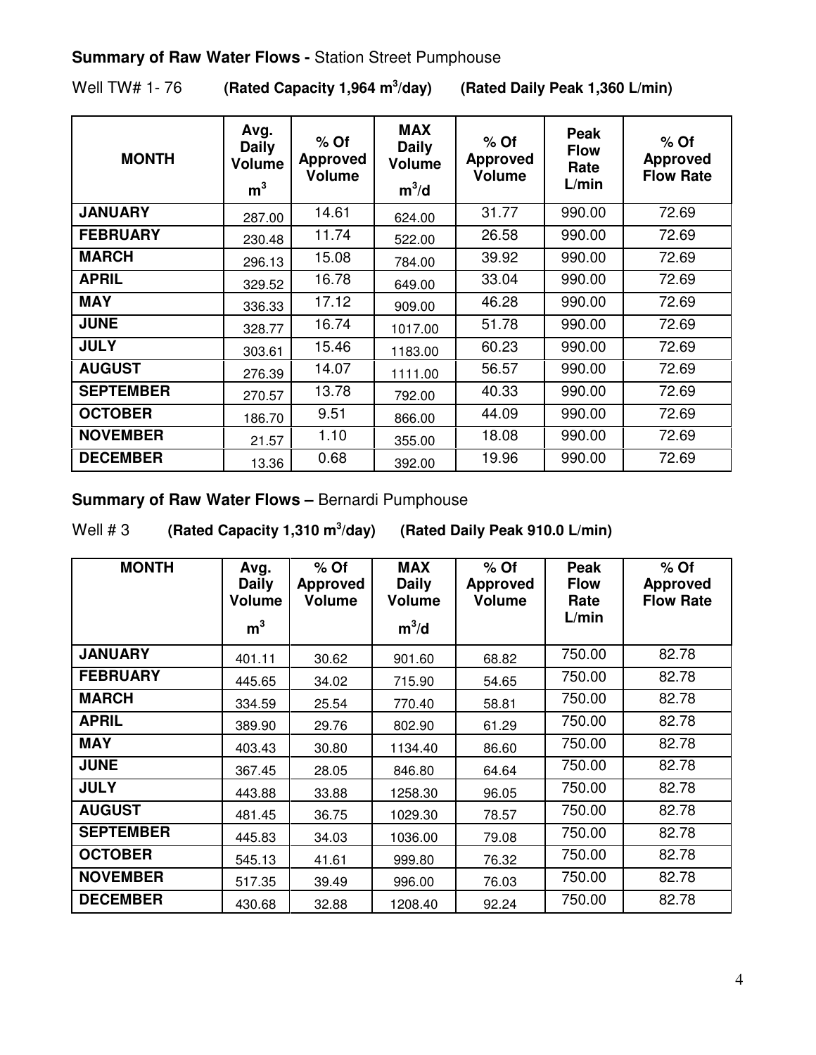**Summary of Raw Water Flows -** Station Street Pumphouse

Well TW# 1- 76 **(Rated Capacity 1,964 $m^3$/day)** **(Rated Daily Peak 1,360 L/min)**

| MONTH | Avg. Daily Volume $m^3$ | % Of Approved Volume | MAX Daily Volume $m^3$/d | % Of Approved Volume | Peak Flow Rate L/min | % Of Approved Flow Rate |
|---|---|---|---|---|---|---|
| **JANUARY** | 287.00 | 14.61 | 624.00 | 31.77 | 990.00 | 72.69 |
| **FEBRUARY** | 230.48 | 11.74 | 522.00 | 26.58 | 990.00 | 72.69 |
| **MARCH** | 296.13 | 15.08 | 784.00 | 39.92 | 990.00 | 72.69 |
| **APRIL** | 329.52 | 16.78 | 649.00 | 33.04 | 990.00 | 72.69 |
| **MAY** | 336.33 | 17.12 | 909.00 | 46.28 | 990.00 | 72.69 |
| **JUNE** | 328.77 | 16.74 | 1017.00 | 51.78 | 990.00 | 72.69 |
| **JULY** | 303.61 | 15.46 | 1183.00 | 60.23 | 990.00 | 72.69 |
| **AUGUST** | 276.39 | 14.07 | 1111.00 | 56.57 | 990.00 | 72.69 |
| **SEPTEMBER** | 270.57 | 13.78 | 792.00 | 40.33 | 990.00 | 72.69 |
| **OCTOBER** | 186.70 | 9.51 | 866.00 | 44.09 | 990.00 | 72.69 |
| **NOVEMBER** | 21.57 | 1.10 | 355.00 | 18.08 | 990.00 | 72.69 |
| **DECEMBER** | 13.36 | 0.68 | 392.00 | 19.96 | 990.00 | 72.69 |

**Summary of Raw Water Flows –** Bernardi Pumphouse

Well # 3 **(Rated Capacity 1,310 $m^3$/day)** **(Rated Daily Peak 910.0 L/min)**

| MONTH | Avg. Daily Volume $m^3$ | % Of Approved Volume | MAX Daily Volume $m^3$/d | % Of Approved Volume | Peak Flow Rate L/min | % Of Approved Flow Rate |
|---|---|---|---|---|---|---|
| **JANUARY** | 401.11 | 30.62 | 901.60 | 68.82 | 750.00 | 82.78 |
| **FEBRUARY** | 445.65 | 34.02 | 715.90 | 54.65 | 750.00 | 82.78 |
| **MARCH** | 334.59 | 25.54 | 770.40 | 58.81 | 750.00 | 82.78 |
| **APRIL** | 389.90 | 29.76 | 802.90 | 61.29 | 750.00 | 82.78 |
| **MAY** | 403.43 | 30.80 | 1134.40 | 86.60 | 750.00 | 82.78 |
| **JUNE** | 367.45 | 28.05 | 846.80 | 64.64 | 750.00 | 82.78 |
| **JULY** | 443.88 | 33.88 | 1258.30 | 96.05 | 750.00 | 82.78 |
| **AUGUST** | 481.45 | 36.75 | 1029.30 | 78.57 | 750.00 | 82.78 |
| **SEPTEMBER** | 445.83 | 34.03 | 1036.00 | 79.08 | 750.00 | 82.78 |
| **OCTOBER** | 545.13 | 41.61 | 999.80 | 76.32 | 750.00 | 82.78 |
| **NOVEMBER** | 517.35 | 39.49 | 996.00 | 76.03 | 750.00 | 82.78 |
| **DECEMBER** | 430.68 | 32.88 | 1208.40 | 92.24 | 750.00 | 82.78 |